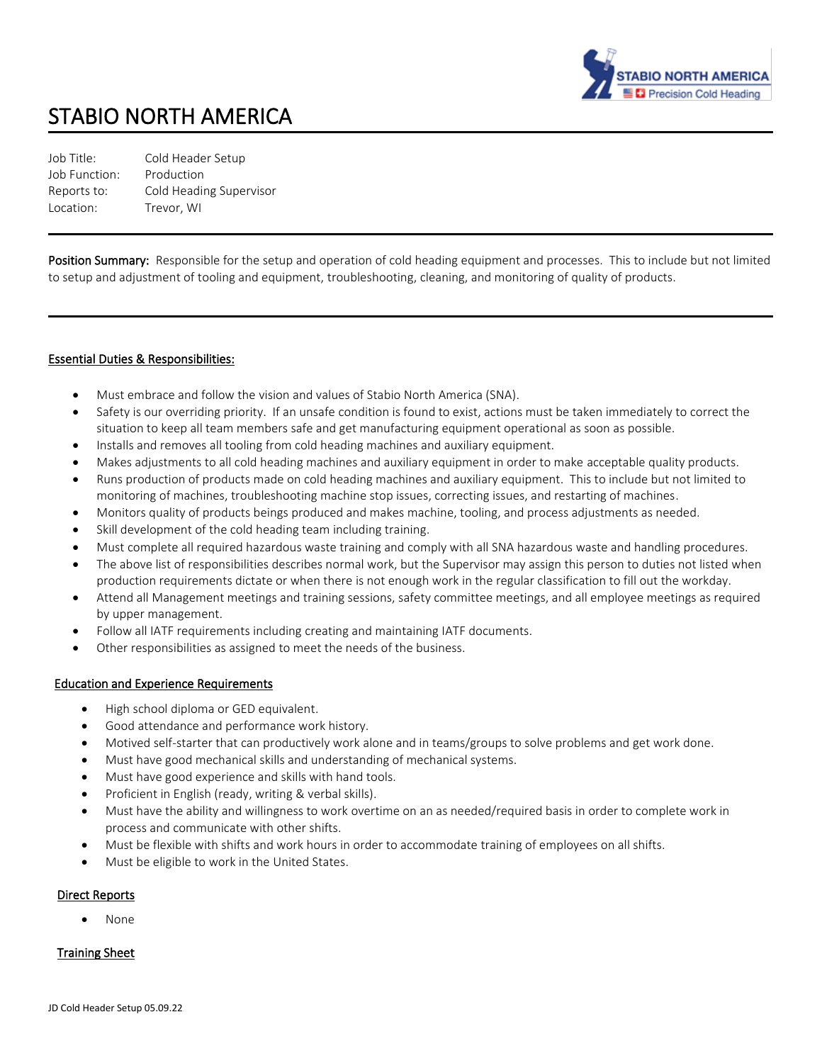# STABIO NORTH AMERICA

Job Title: Cold Header Setup
Job Function: Production
Reports to: Cold Heading Supervisor
Location: Trevor, WI

---

**Position Summary:** Responsible for the setup and operation of cold heading equipment and processes. This to include but not limited to setup and adjustment of tooling and equipment, troubleshooting, cleaning, and monitoring of quality of products.

---

## Essential Duties & Responsibilities:

- Must embrace and follow the vision and values of Stabio North America (SNA).
- Safety is our overriding priority. If an unsafe condition is found to exist, actions must be taken immediately to correct the situation to keep all team members safe and get manufacturing equipment operational as soon as possible.
- Installs and removes all tooling from cold heading machines and auxiliary equipment.
- Makes adjustments to all cold heading machines and auxiliary equipment in order to make acceptable quality products.
- Runs production of products made on cold heading machines and auxiliary equipment. This to include but not limited to monitoring of machines, troubleshooting machine stop issues, correcting issues, and restarting of machines.
- Monitors quality of products beings produced and makes machine, tooling, and process adjustments as needed.
- Skill development of the cold heading team including training.
- Must complete all required hazardous waste training and comply with all SNA hazardous waste and handling procedures.
- The above list of responsibilities describes normal work, but the Supervisor may assign this person to duties not listed when production requirements dictate or when there is not enough work in the regular classification to fill out the workday.
- Attend all Management meetings and training sessions, safety committee meetings, and all employee meetings as required by upper management.
- Follow all IATF requirements including creating and maintaining IATF documents.
- Other responsibilities as assigned to meet the needs of the business.

## Education and Experience Requirements

- High school diploma or GED equivalent.
- Good attendance and performance work history.
- Motived self-starter that can productively work alone and in teams/groups to solve problems and get work done.
- Must have good mechanical skills and understanding of mechanical systems.
- Must have good experience and skills with hand tools.
- Proficient in English (ready, writing & verbal skills).
- Must have the ability and willingness to work overtime on an as needed/required basis in order to complete work in process and communicate with other shifts.
- Must be flexible with shifts and work hours in order to accommodate training of employees on all shifts.
- Must be eligible to work in the United States.

## Direct Reports

- None

## Training Sheet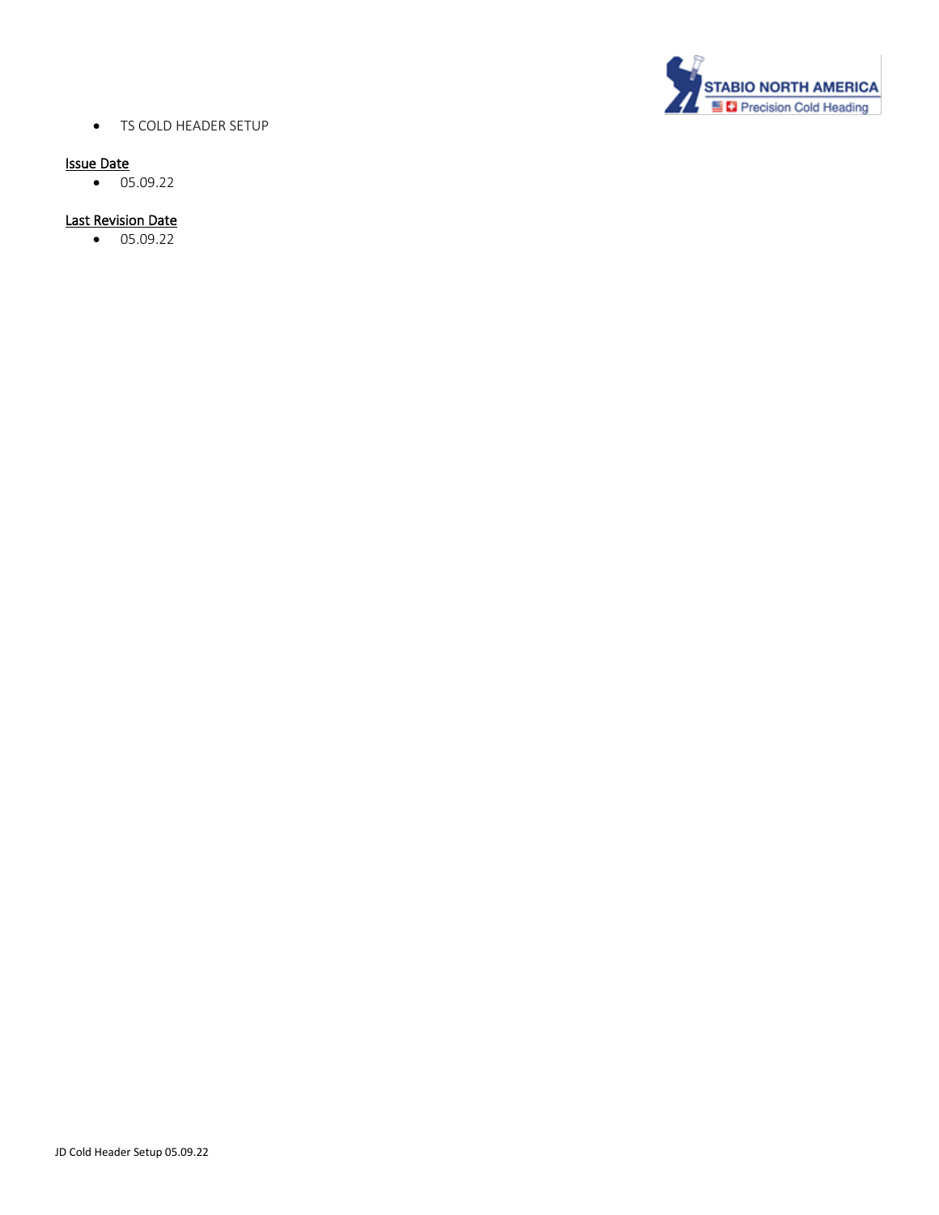- TS COLD HEADER SETUP

Issue Date

- 05.09.22

Last Revision Date

- 05.09.22